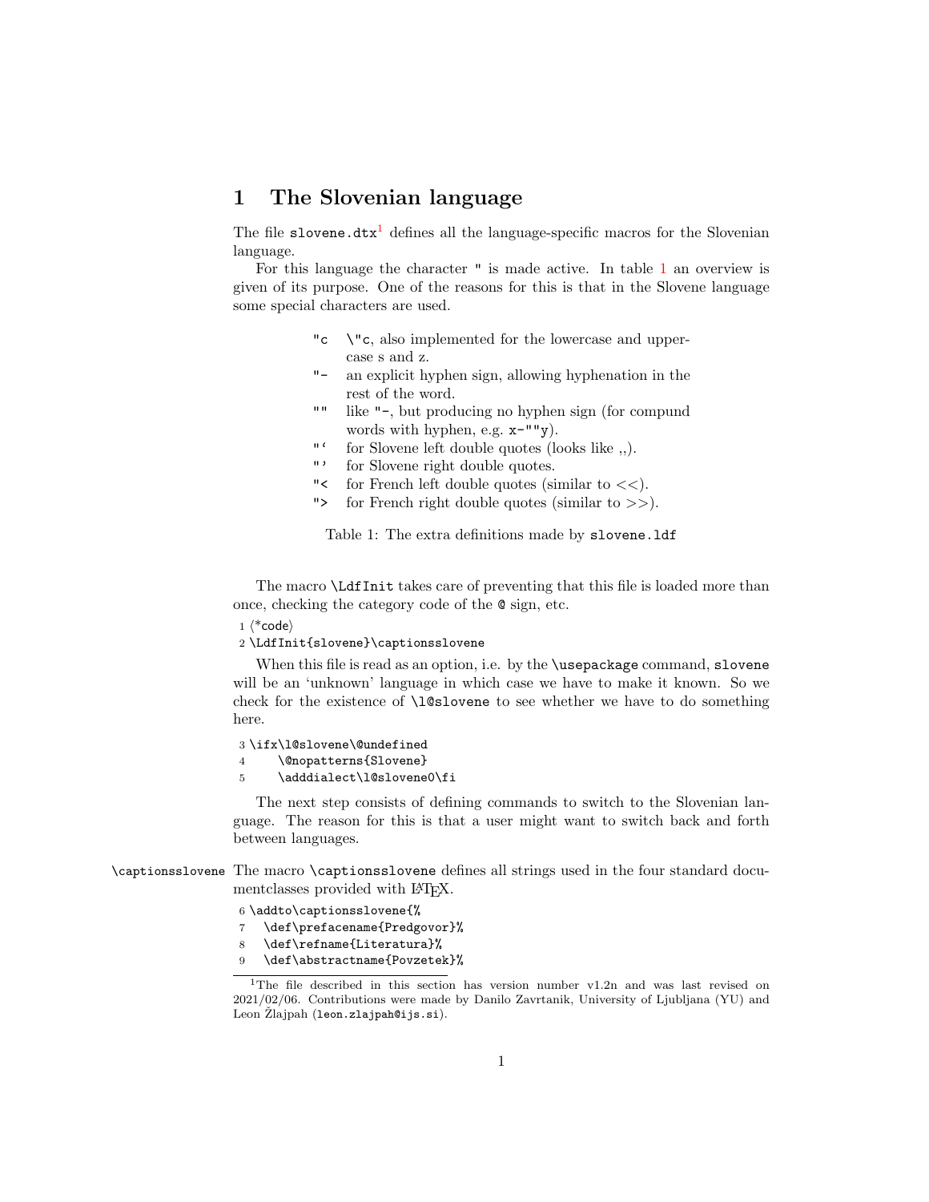# 1 The Slovenian language

The file `slovene.dtx`[1] defines all the language-specific macros for the Slovenian language.

For this language the character `"` is made active. In table 1 an overview is given of its purpose. One of the reasons for this is that in the Slovene language some special characters are used.

| | |
|---|---|
| `"c` | `\"c`, also implemented for the lowercase and uppercase s and z. |
| `"-` | an explicit hyphen sign, allowing hyphenation in the rest of the word. |
| `""` | like `"-`, but producing no hyphen sign (for compund words with hyphen, e.g. `x-""y`). |
| ``"` `` | for Slovene left double quotes (looks like ,,). |
| `"'` | for Slovene right double quotes. |
| `"<` | for French left double quotes (similar to <<). |
| `">` | for French right double quotes (similar to >>). |

Table 1: The extra definitions made by `slovene.ldf`

The macro `\LdfInit` takes care of preventing that this file is loaded more than once, checking the category code of the `@` sign, etc.

```
1 ⟨*code⟩
2 \LdfInit{slovene}\captionsslovene
```

When this file is read as an option, i.e. by the `\usepackage` command, `slovene` will be an 'unknown' language in which case we have to make it known. So we check for the existence of `\l@slovene` to see whether we have to do something here.

```
3 \ifx\l@slovene\@undefined
4     \@nopatterns{Slovene}
5     \adddialect\l@slovene0\fi
```

The next step consists of defining commands to switch to the Slovenian language. The reason for this is that a user might want to switch back and forth between languages.

`\captionsslovene` The macro `\captionsslovene` defines all strings used in the four standard documentclasses provided with LaTeX.

```
6 \addto\captionsslovene{%
7   \def\prefacename{Predgovor}%
8   \def\refname{Literatura}%
9   \def\abstractname{Povzetek}%
```

[1]The file described in this section has version number v1.2n and was last revised on 2021/02/06. Contributions were made by Danilo Zavrtanik, University of Ljubljana (YU) and Leon Žlajpah (`leon.zlajpah@ijs.si`).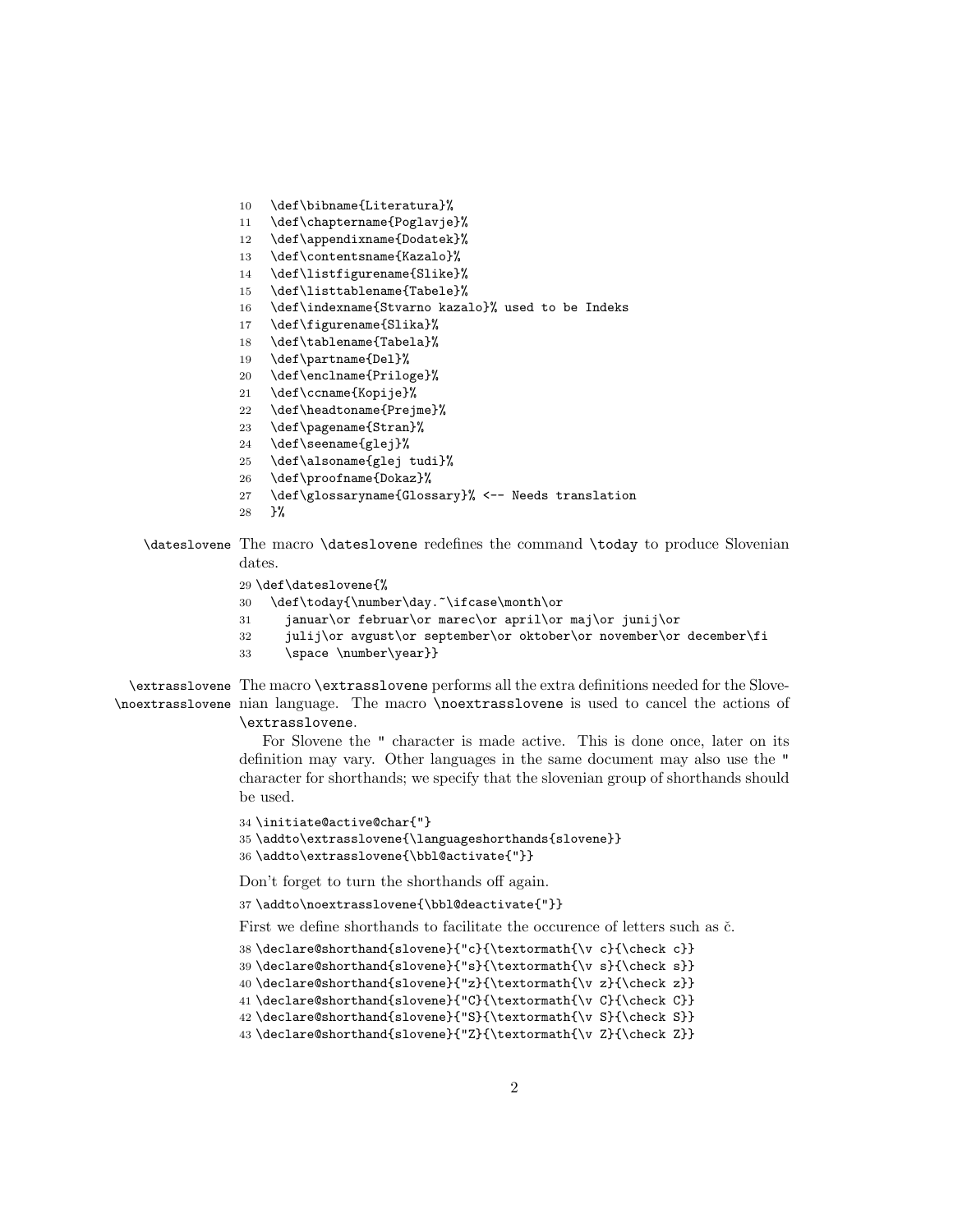```
10  \def\bibname{Literatura}%
11  \def\chaptername{Poglavje}%
12  \def\appendixname{Dodatek}%
13  \def\contentsname{Kazalo}%
14  \def\listfigurename{Slike}%
15  \def\listtablename{Tabele}%
16  \def\indexname{Stvarno kazalo}% used to be Indeks
17  \def\figurename{Slika}%
18  \def\tablename{Tabela}%
19  \def\partname{Del}%
20  \def\enclname{Priloge}%
21  \def\ccname{Kopije}%
22  \def\headtoname{Prejme}%
23  \def\pagename{Stran}%
24  \def\seename{glej}%
25  \def\alsoname{glej tudi}%
26  \def\proofname{Dokaz}%
27  \def\glossaryname{Glossary}% <-- Needs translation
28  }%
```

`\dateslovene` The macro `\dateslovene` redefines the command `\today` to produce Slovenian dates.

```
29 \def\dateslovene{%
30   \def\today{\number\day.~\ifcase\month\or
31     januar\or februar\or marec\or april\or maj\or junij\or
32     julij\or avgust\or september\or oktober\or november\or december\fi
33     \space \number\year}}
```

`\extrasslovene` `\noextrasslovene` The macro `\extrasslovene` performs all the extra definitions needed for the Slovenian language. The macro `\noextrasslovene` is used to cancel the actions of `\extrasslovene`.

For Slovene the " character is made active. This is done once, later on its definition may vary. Other languages in the same document may also use the " character for shorthands; we specify that the slovenian group of shorthands should be used.

```
34 \initiate@active@char{"}
35 \addto\extrasslovene{\languageshorthands{slovene}}
36 \addto\extrasslovene{\bbl@activate{"}}
```

Don't forget to turn the shorthands off again.

```
37 \addto\noextrasslovene{\bbl@deactivate{"}}
```

First we define shorthands to facilitate the occurence of letters such as č.

```
38 \declare@shorthand{slovene}{"c}{\textormath{\v c}{\check c}}
39 \declare@shorthand{slovene}{"s}{\textormath{\v s}{\check s}}
40 \declare@shorthand{slovene}{"z}{\textormath{\v z}{\check z}}
41 \declare@shorthand{slovene}{"C}{\textormath{\v C}{\check C}}
42 \declare@shorthand{slovene}{"S}{\textormath{\v S}{\check S}}
43 \declare@shorthand{slovene}{"Z}{\textormath{\v Z}{\check Z}}
```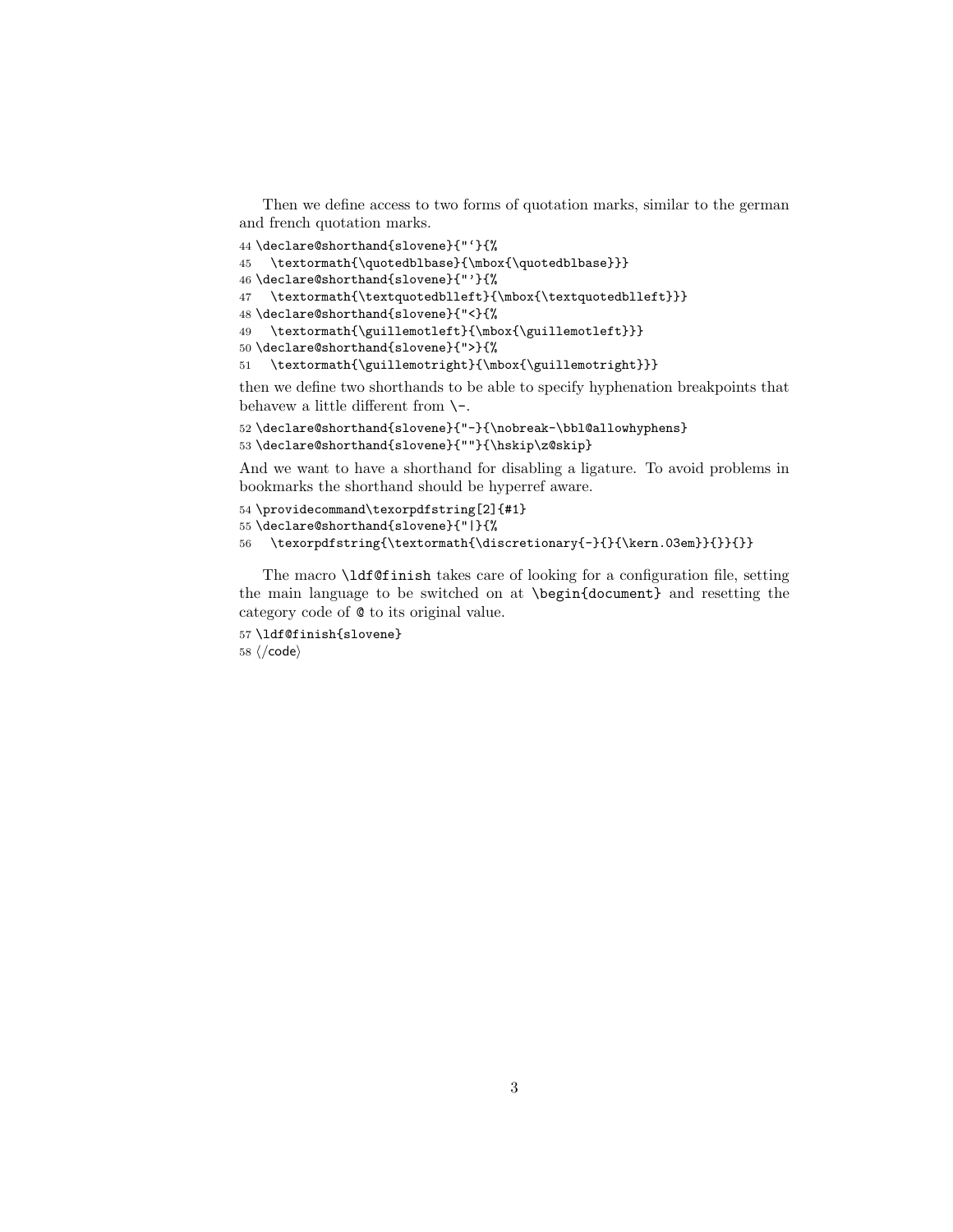Then we define access to two forms of quotation marks, similar to the german and french quotation marks.

```
44 \declare@shorthand{slovene}{"`}{%
45   \textormath{\quotedblbase}{\mbox{\quotedblbase}}}
46 \declare@shorthand{slovene}{"'}{%
47   \textormath{\textquotedblleft}{\mbox{\textquotedblleft}}}
48 \declare@shorthand{slovene}{"<}{%
49   \textormath{\guillemotleft}{\mbox{\guillemotleft}}}
50 \declare@shorthand{slovene}{">}{%
51   \textormath{\guillemotright}{\mbox{\guillemotright}}}
```

then we define two shorthands to be able to specify hyphenation breakpoints that behavew a little different from `\-`.

```
52 \declare@shorthand{slovene}{"-}{\nobreak-\bbl@allowhyphens}
53 \declare@shorthand{slovene}{""}{\hskip\z@skip}
```

And we want to have a shorthand for disabling a ligature. To avoid problems in bookmarks the shorthand should be hyperref aware.

```
54 \providecommand\texorpdfstring[2]{#1}
55 \declare@shorthand{slovene}{"|}{%
56   \texorpdfstring{\textormath{\discretionary{-}{}{\kern.03em}}{}}{}}
```

The macro `\ldf@finish` takes care of looking for a configuration file, setting the main language to be switched on at `\begin{document}` and resetting the category code of `@` to its original value.

```
57 \ldf@finish{slovene}
58 ⟨/code⟩
```